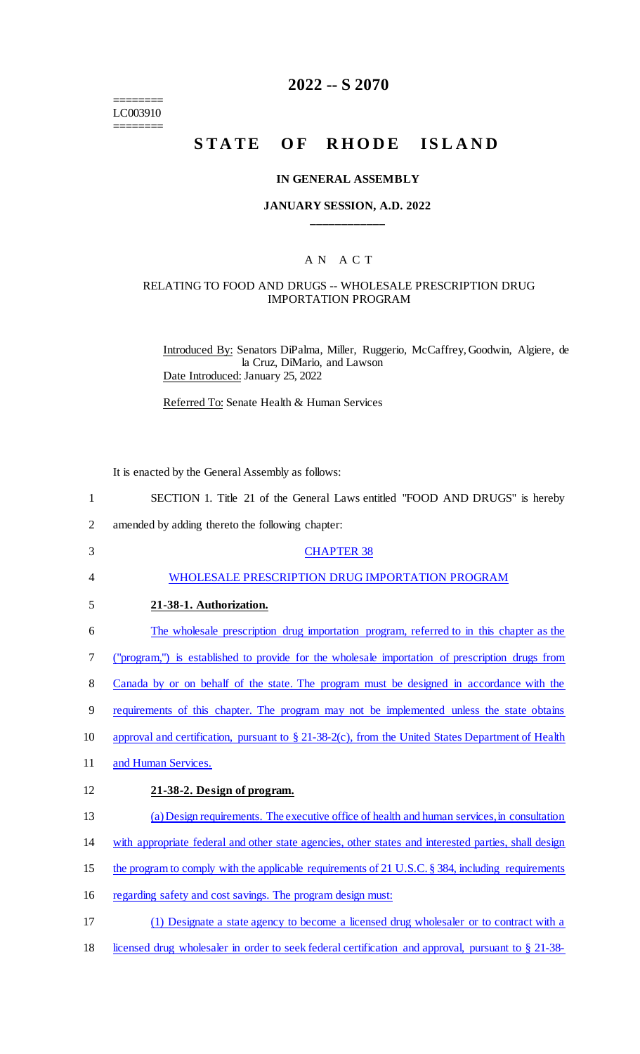========
LC003910
========

# 2022 -- S 2070

# STATE OF RHODE ISLAND

## IN GENERAL ASSEMBLY

### JANUARY SESSION, A.D. 2022

---

## AN ACT

### RELATING TO FOOD AND DRUGS -- WHOLESALE PRESCRIPTION DRUG IMPORTATION PROGRAM

Introduced By: Senators DiPalma, Miller, Ruggerio, McCaffrey, Goodwin, Algiere, de la Cruz, DiMario, and Lawson

Date Introduced: January 25, 2022

Referred To: Senate Health & Human Services

It is enacted by the General Assembly as follows:

1 SECTION 1. Title 21 of the General Laws entitled "FOOD AND DRUGS" is hereby
2 amended by adding thereto the following chapter:

3 CHAPTER 38

4 WHOLESALE PRESCRIPTION DRUG IMPORTATION PROGRAM

5 **21-38-1. Authorization.**

6 The wholesale prescription drug importation program, referred to in this chapter as the
7 ("program,") is established to provide for the wholesale importation of prescription drugs from
8 Canada by or on behalf of the state. The program must be designed in accordance with the
9 requirements of this chapter. The program may not be implemented unless the state obtains
10 approval and certification, pursuant to § 21-38-2(c), from the United States Department of Health
11 and Human Services.

12 **21-38-2. Design of program.**

13 (a) Design requirements. The executive office of health and human services, in consultation
14 with appropriate federal and other state agencies, other states and interested parties, shall design
15 the program to comply with the applicable requirements of 21 U.S.C. § 384, including requirements
16 regarding safety and cost savings. The program design must:

17 (1) Designate a state agency to become a licensed drug wholesaler or to contract with a
18 licensed drug wholesaler in order to seek federal certification and approval, pursuant to § 21-38-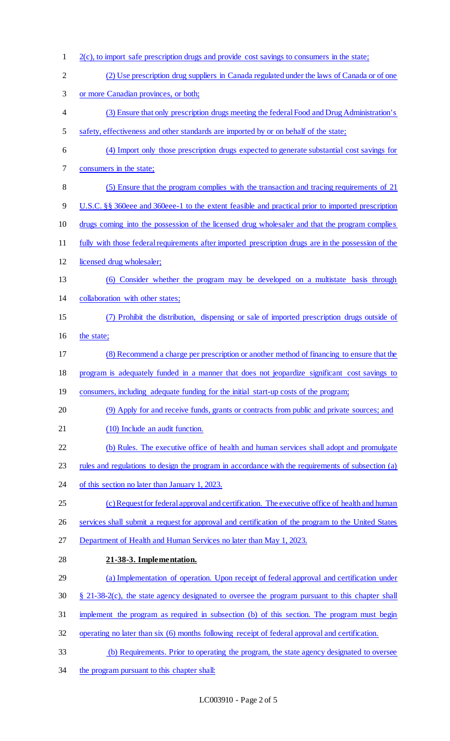2(c), to import safe prescription drugs and provide cost savings to consumers in the state;

(2) Use prescription drug suppliers in Canada regulated under the laws of Canada or of one or more Canadian provinces, or both;

(3) Ensure that only prescription drugs meeting the federal Food and Drug Administration's safety, effectiveness and other standards are imported by or on behalf of the state;

(4) Import only those prescription drugs expected to generate substantial cost savings for consumers in the state;

(5) Ensure that the program complies with the transaction and tracing requirements of 21 U.S.C. §§ 360eee and 360eee-1 to the extent feasible and practical prior to imported prescription drugs coming into the possession of the licensed drug wholesaler and that the program complies fully with those federal requirements after imported prescription drugs are in the possession of the licensed drug wholesaler;

(6) Consider whether the program may be developed on a multistate basis through collaboration with other states;

(7) Prohibit the distribution, dispensing or sale of imported prescription drugs outside of the state;

(8) Recommend a charge per prescription or another method of financing to ensure that the program is adequately funded in a manner that does not jeopardize significant cost savings to consumers, including adequate funding for the initial start-up costs of the program;

(9) Apply for and receive funds, grants or contracts from public and private sources; and

(10) Include an audit function.

(b) Rules. The executive office of health and human services shall adopt and promulgate rules and regulations to design the program in accordance with the requirements of subsection (a) of this section no later than January 1, 2023.

(c) Request for federal approval and certification. The executive office of health and human services shall submit a request for approval and certification of the program to the United States Department of Health and Human Services no later than May 1, 2023.

**21-38-3. Implementation.**

(a) Implementation of operation. Upon receipt of federal approval and certification under § 21-38-2(c), the state agency designated to oversee the program pursuant to this chapter shall implement the program as required in subsection (b) of this section. The program must begin operating no later than six (6) months following receipt of federal approval and certification.

(b) Requirements. Prior to operating the program, the state agency designated to oversee the program pursuant to this chapter shall: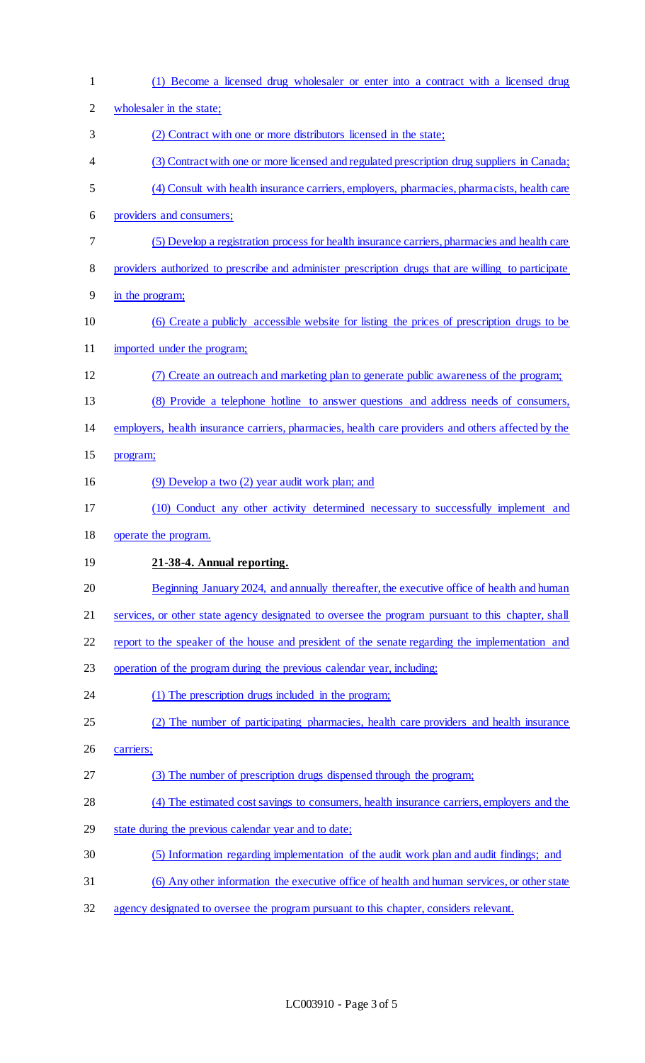(1) Become a licensed drug wholesaler or enter into a contract with a licensed drug wholesaler in the state;

(2) Contract with one or more distributors licensed in the state;

(3) Contract with one or more licensed and regulated prescription drug suppliers in Canada;

(4) Consult with health insurance carriers, employers, pharmacies, pharmacists, health care providers and consumers;

(5) Develop a registration process for health insurance carriers, pharmacies and health care providers authorized to prescribe and administer prescription drugs that are willing to participate in the program;

(6) Create a publicly accessible website for listing the prices of prescription drugs to be imported under the program;

(7) Create an outreach and marketing plan to generate public awareness of the program;

(8) Provide a telephone hotline to answer questions and address needs of consumers, employers, health insurance carriers, pharmacies, health care providers and others affected by the program;

(9) Develop a two (2) year audit work plan; and

(10) Conduct any other activity determined necessary to successfully implement and operate the program.

**21-38-4. Annual reporting.**

Beginning January 2024, and annually thereafter, the executive office of health and human services, or other state agency designated to oversee the program pursuant to this chapter, shall report to the speaker of the house and president of the senate regarding the implementation and operation of the program during the previous calendar year, including:

(1) The prescription drugs included in the program;

(2) The number of participating pharmacies, health care providers and health insurance carriers;

(3) The number of prescription drugs dispensed through the program;

(4) The estimated cost savings to consumers, health insurance carriers, employers and the state during the previous calendar year and to date;

(5) Information regarding implementation of the audit work plan and audit findings; and

(6) Any other information the executive office of health and human services, or other state agency designated to oversee the program pursuant to this chapter, considers relevant.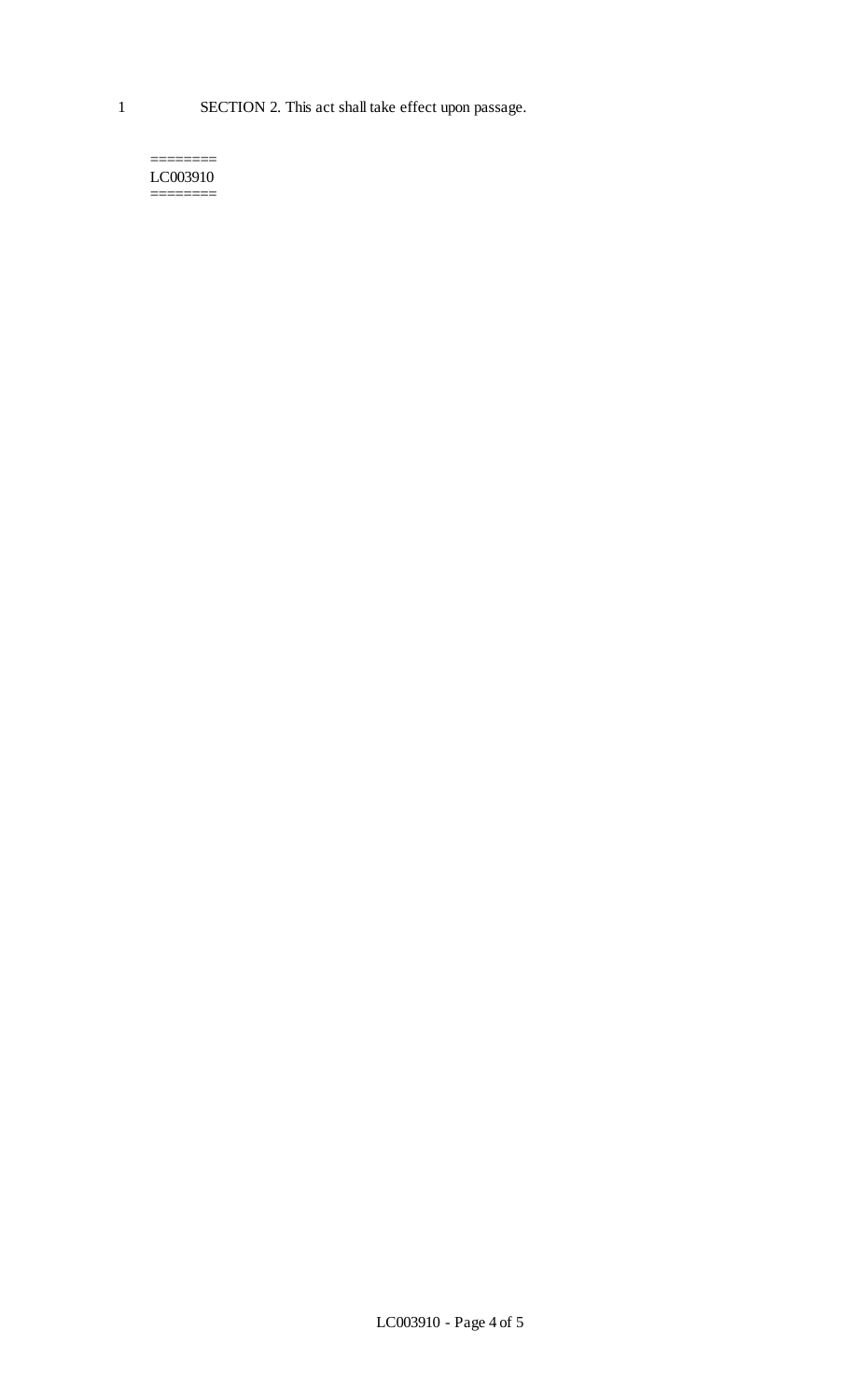SECTION 2. This act shall take effect upon passage.

========
LC003910
========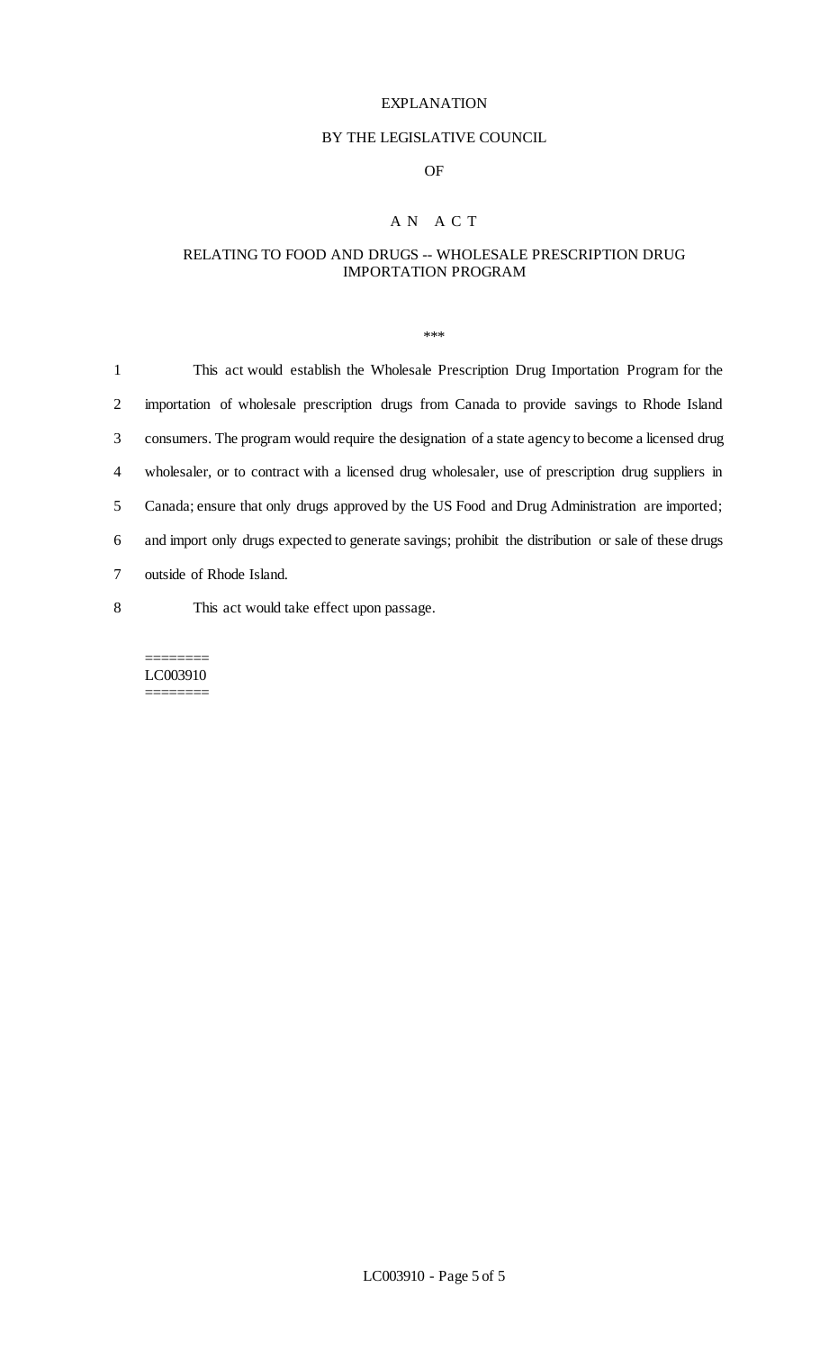EXPLANATION

BY THE LEGISLATIVE COUNCIL

OF

A N A C T

RELATING TO FOOD AND DRUGS -- WHOLESALE PRESCRIPTION DRUG IMPORTATION PROGRAM

\*\*\*

This act would establish the Wholesale Prescription Drug Importation Program for the importation of wholesale prescription drugs from Canada to provide savings to Rhode Island consumers. The program would require the designation of a state agency to become a licensed drug wholesaler, or to contract with a licensed drug wholesaler, use of prescription drug suppliers in Canada; ensure that only drugs approved by the US Food and Drug Administration are imported; and import only drugs expected to generate savings; prohibit the distribution or sale of these drugs outside of Rhode Island.

This act would take effect upon passage.

========
LC003910
========